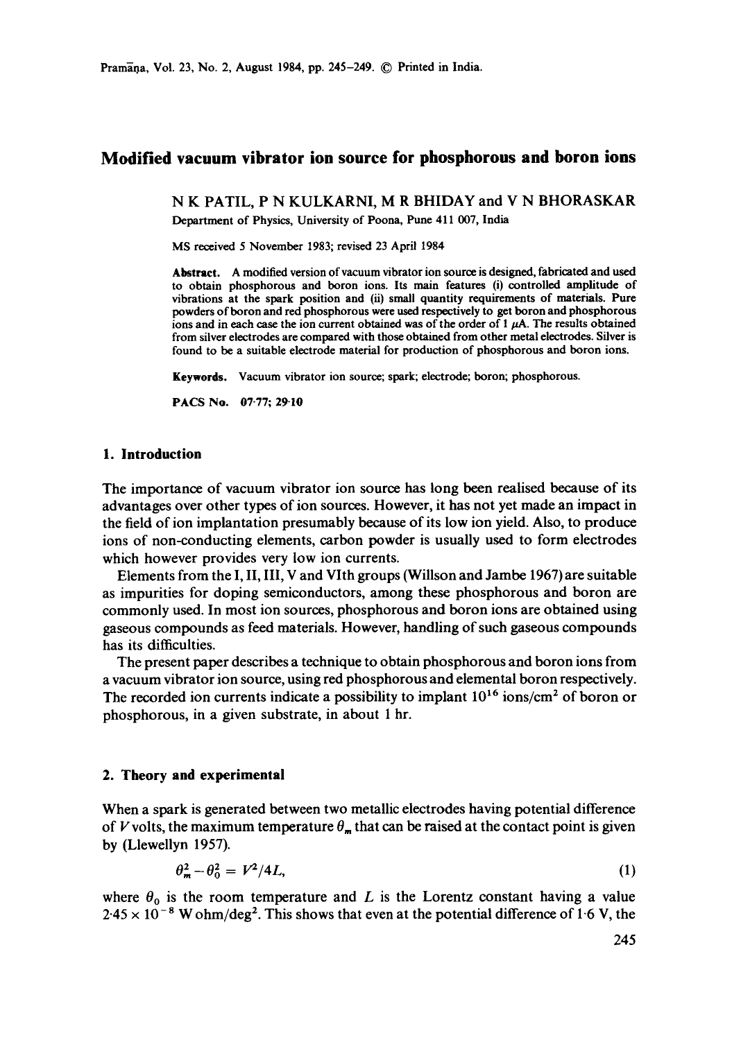# Modified vacuum vibrator ion source for phosphorous and boron ions

N K PATIL, P N KULKARNI, M R BHIDAY and V N BHORASKAR

Department of Physics, University of Poona, Pune 411 007, India

MS received 5 November 1983; revised 23 April 1984

**Abstract.** A modified version of vacuum vibrator ion source is designed, fabricated and used to obtain phosphorous and boron ions. Its main features (i) controlled amplitude of vibrations at the spark position and (ii) small quantity requirements of materials. Pure powders of boron and red phosphorous were used respectively to get boron and phosphorous ions and in each case the ion current obtained was of the order of 1 $\mu$A. The results obtained from silver electrodes are compared with those obtained from other metal electrodes. Silver is found to be a suitable electrode material for production of phosphorous and boron ions.

**Keywords.** Vacuum vibrator ion source; spark; electrode; boron; phosphorous.

**PACS No.** 07·77; 29·10

## 1. Introduction

The importance of vacuum vibrator ion source has long been realised because of its advantages over other types of ion sources. However, it has not yet made an impact in the field of ion implantation presumably because of its low ion yield. Also, to produce ions of non-conducting elements, carbon powder is usually used to form electrodes which however provides very low ion currents.

Elements from the I, II, III, V and VIth groups (Willson and Jambe 1967) are suitable as impurities for doping semiconductors, among these phosphorous and boron are commonly used. In most ion sources, phosphorous and boron ions are obtained using gaseous compounds as feed materials. However, handling of such gaseous compounds has its difficulties.

The present paper describes a technique to obtain phosphorous and boron ions from a vacuum vibrator ion source, using red phosphorous and elemental boron respectively. The recorded ion currents indicate a possibility to implant $10^{16}$ ions/cm$^2$ of boron or phosphorous, in a given substrate, in about 1 hr.

## 2. Theory and experimental

When a spark is generated between two metallic electrodes having potential difference of $V$ volts, the maximum temperature $\theta_m$ that can be raised at the contact point is given by (Llewellyn 1957).

$$\theta_m^2 - \theta_0^2 = V^2/4L, \tag{1}$$

where $\theta_0$ is the room temperature and $L$ is the Lorentz constant having a value $2{\cdot}45 \times 10^{-8}$ W ohm/deg$^2$. This shows that even at the potential difference of 1·6 V, the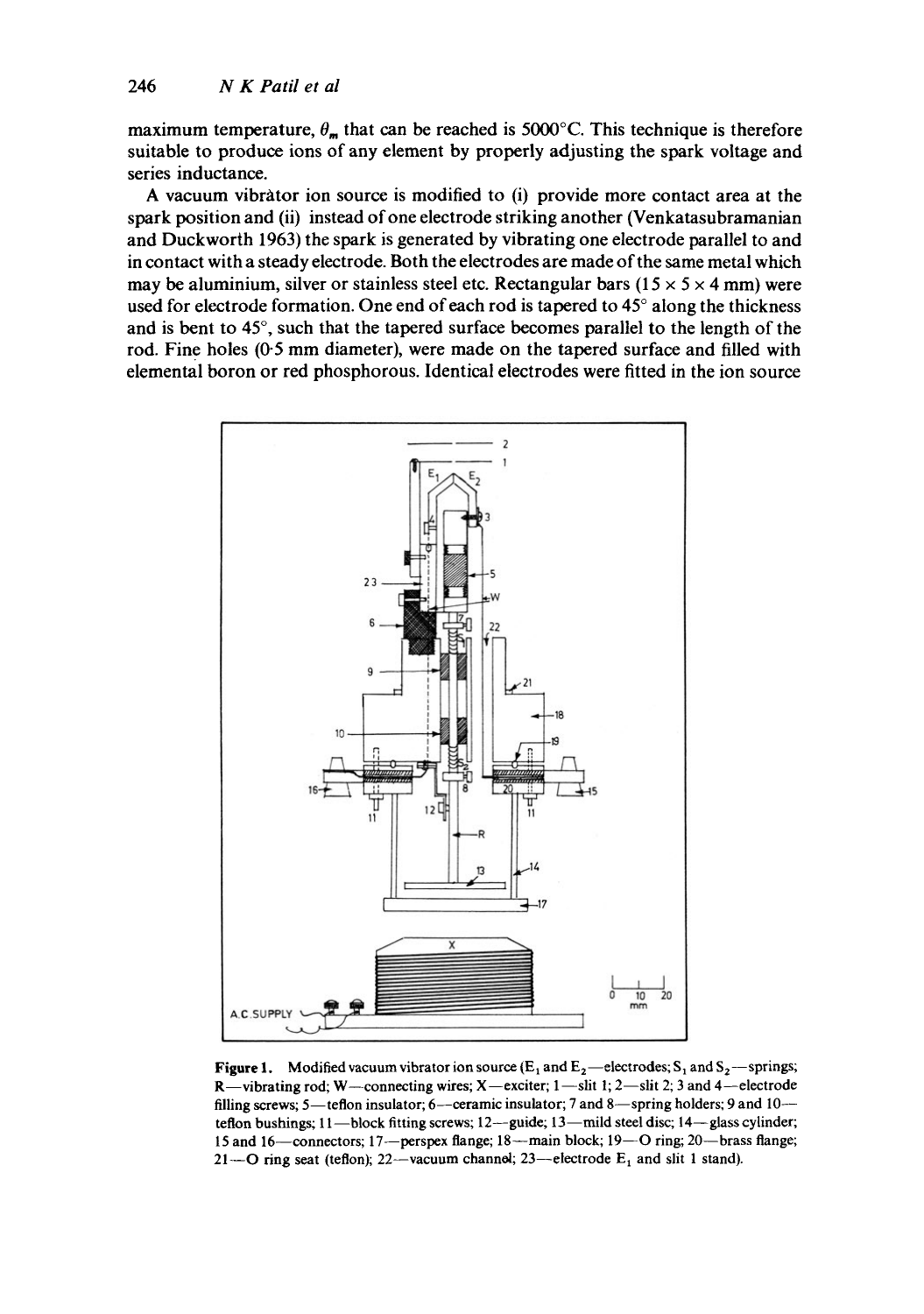maximum temperature, $\theta_m$ that can be reached is 5000°C. This technique is therefore suitable to produce ions of any element by properly adjusting the spark voltage and series inductance.

A vacuum vibrator ion source is modified to (i) provide more contact area at the spark position and (ii) instead of one electrode striking another (Venkatasubramanian and Duckworth 1963) the spark is generated by vibrating one electrode parallel to and in contact with a steady electrode. Both the electrodes are made of the same metal which may be aluminium, silver or stainless steel etc. Rectangular bars (15 × 5 × 4 mm) were used for electrode formation. One end of each rod is tapered to 45° along the thickness and is bent to 45°, such that the tapered surface becomes parallel to the length of the rod. Fine holes (0·5 mm diameter), were made on the tapered surface and filled with elemental boron or red phosphorous. Identical electrodes were fitted in the ion source

**Figure 1.** Modified vacuum vibrator ion source ($E_1$ and $E_2$—electrodes; $S_1$ and $S_2$—springs; R—vibrating rod; W—connecting wires; X—exciter; 1—slit 1; 2—slit 2; 3 and 4—electrode filling screws; 5—teflon insulator; 6—ceramic insulator; 7 and 8—spring holders; 9 and 10—teflon bushings; 11—block fitting screws; 12—guide; 13—mild steel disc; 14—glass cylinder; 15 and 16—connectors; 17—perspex flange; 18—main block; 19—O ring; 20—brass flange; 21—O ring seat (teflon); 22—vacuum channel; 23—electrode $E_1$ and slit 1 stand).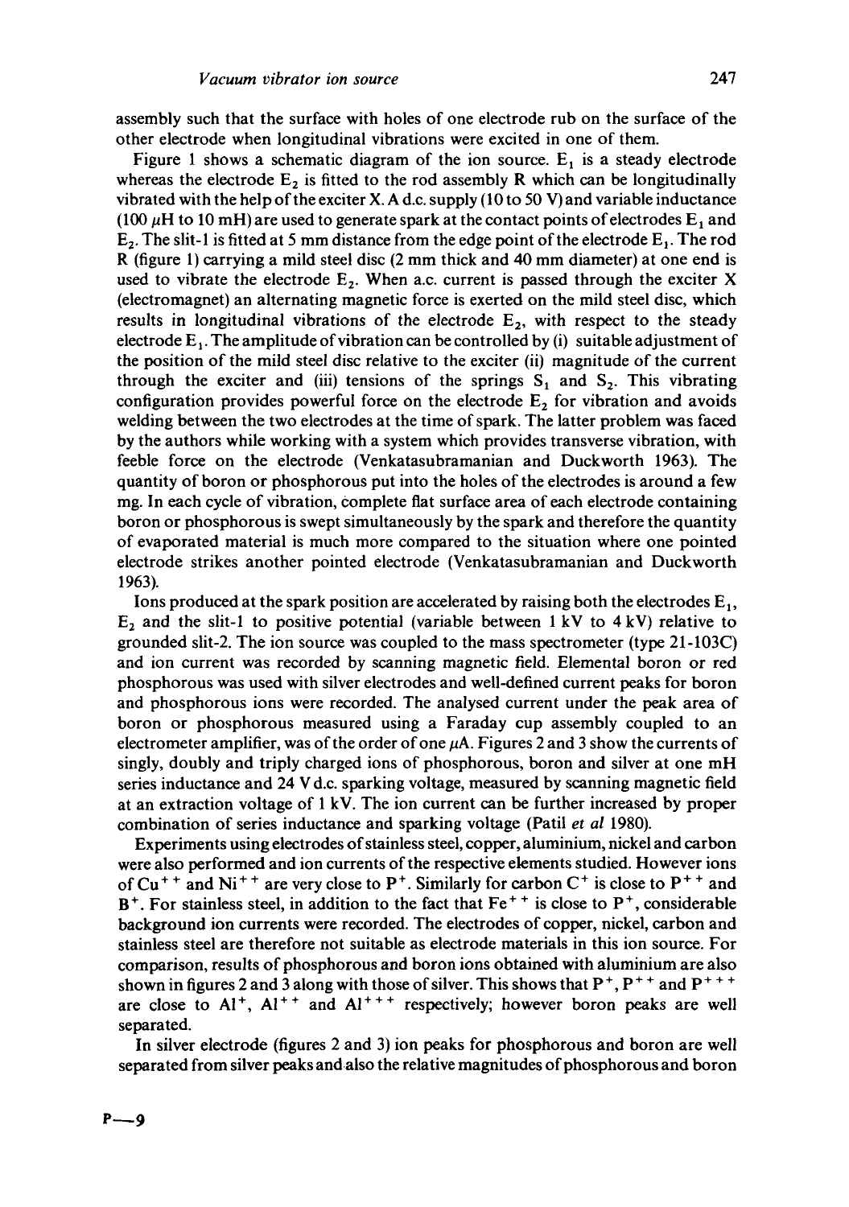assembly such that the surface with holes of one electrode rub on the surface of the other electrode when longitudinal vibrations were excited in one of them.

Figure 1 shows a schematic diagram of the ion source. $E_1$ is a steady electrode whereas the electrode $E_2$ is fitted to the rod assembly R which can be longitudinally vibrated with the help of the exciter X. A d.c. supply (10 to 50 V) and variable inductance (100 $\mu$H to 10 mH) are used to generate spark at the contact points of electrodes $E_1$ and $E_2$. The slit-1 is fitted at 5 mm distance from the edge point of the electrode $E_1$. The rod R (figure 1) carrying a mild steel disc (2 mm thick and 40 mm diameter) at one end is used to vibrate the electrode $E_2$. When a.c. current is passed through the exciter X (electromagnet) an alternating magnetic force is exerted on the mild steel disc, which results in longitudinal vibrations of the electrode $E_2$, with respect to the steady electrode $E_1$. The amplitude of vibration can be controlled by (i) suitable adjustment of the position of the mild steel disc relative to the exciter (ii) magnitude of the current through the exciter and (iii) tensions of the springs $S_1$ and $S_2$. This vibrating configuration provides powerful force on the electrode $E_2$ for vibration and avoids welding between the two electrodes at the time of spark. The latter problem was faced by the authors while working with a system which provides transverse vibration, with feeble force on the electrode (Venkatasubramanian and Duckworth 1963). The quantity of boron or phosphorous put into the holes of the electrodes is around a few mg. In each cycle of vibration, complete flat surface area of each electrode containing boron or phosphorous is swept simultaneously by the spark and therefore the quantity of evaporated material is much more compared to the situation where one pointed electrode strikes another pointed electrode (Venkatasubramanian and Duckworth 1963).

Ions produced at the spark position are accelerated by raising both the electrodes $E_1$, $E_2$ and the slit-1 to positive potential (variable between 1 kV to 4 kV) relative to grounded slit-2. The ion source was coupled to the mass spectrometer (type 21-103C) and ion current was recorded by scanning magnetic field. Elemental boron or red phosphorous was used with silver electrodes and well-defined current peaks for boron and phosphorous ions were recorded. The analysed current under the peak area of boron or phosphorous measured using a Faraday cup assembly coupled to an electrometer amplifier, was of the order of one $\mu$A. Figures 2 and 3 show the currents of singly, doubly and triply charged ions of phosphorous, boron and silver at one mH series inductance and 24 V d.c. sparking voltage, measured by scanning magnetic field at an extraction voltage of 1 kV. The ion current can be further increased by proper combination of series inductance and sparking voltage (Patil *et al* 1980).

Experiments using electrodes of stainless steel, copper, aluminium, nickel and carbon were also performed and ion currents of the respective elements studied. However ions of $Cu^{++}$ and $Ni^{++}$ are very close to $P^+$. Similarly for carbon $C^+$ is close to $P^{++}$ and $B^+$. For stainless steel, in addition to the fact that $Fe^{++}$ is close to $P^+$, considerable background ion currents were recorded. The electrodes of copper, nickel, carbon and stainless steel are therefore not suitable as electrode materials in this ion source. For comparison, results of phosphorous and boron ions obtained with aluminium are also shown in figures 2 and 3 along with those of silver. This shows that $P^+$, $P^{++}$ and $P^{+++}$ are close to $Al^+$, $Al^{++}$ and $Al^{+++}$ respectively; however boron peaks are well separated.

In silver electrode (figures 2 and 3) ion peaks for phosphorous and boron are well separated from silver peaks and also the relative magnitudes of phosphorous and boron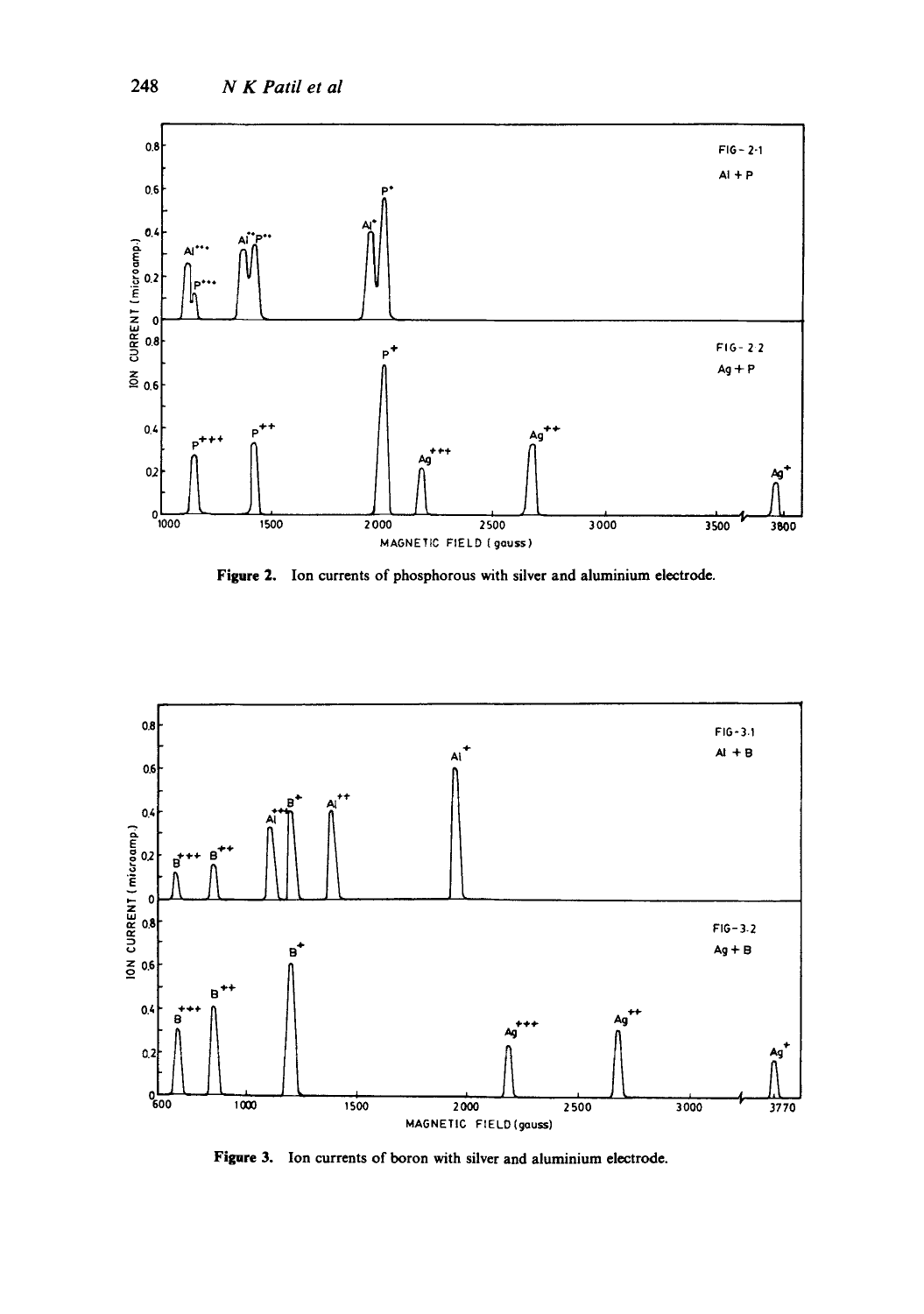Figure 2. Ion currents of phosphorous with silver and aluminium electrode.

Figure 3. Ion currents of boron with silver and aluminium electrode.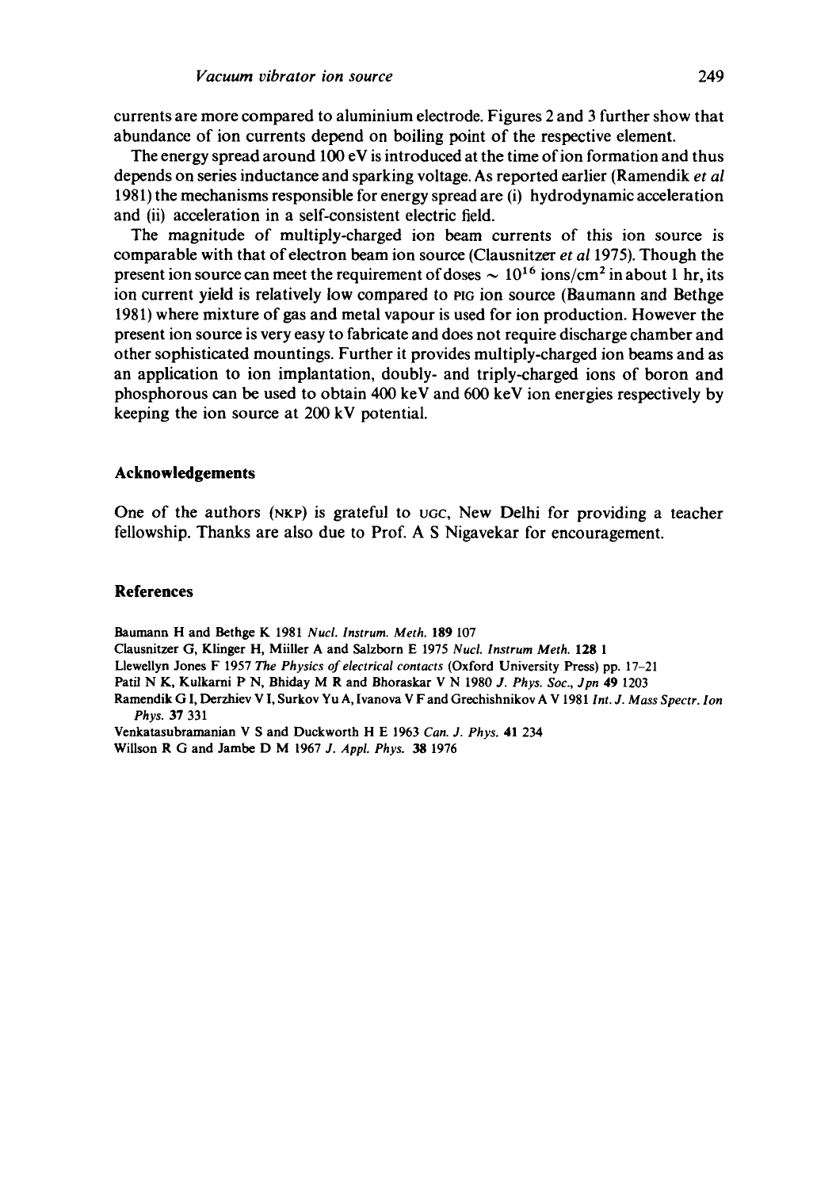currents are more compared to aluminium electrode. Figures 2 and 3 further show that abundance of ion currents depend on boiling point of the respective element.

The energy spread around 100 eV is introduced at the time of ion formation and thus depends on series inductance and sparking voltage. As reported earlier (Ramendik *et al* 1981) the mechanisms responsible for energy spread are (i) hydrodynamic acceleration and (ii) acceleration in a self-consistent electric field.

The magnitude of multiply-charged ion beam currents of this ion source is comparable with that of electron beam ion source (Clausnitzer *et al* 1975). Though the present ion source can meet the requirement of doses $\sim 10^{16}$ ions/cm$^2$ in about 1 hr, its ion current yield is relatively low compared to PIG ion source (Baumann and Bethge 1981) where mixture of gas and metal vapour is used for ion production. However the present ion source is very easy to fabricate and does not require discharge chamber and other sophisticated mountings. Further it provides multiply-charged ion beams and as an application to ion implantation, doubly- and triply-charged ions of boron and phosphorous can be used to obtain 400 keV and 600 keV ion energies respectively by keeping the ion source at 200 kV potential.

## Acknowledgements

One of the authors (NKP) is grateful to UGC, New Delhi for providing a teacher fellowship. Thanks are also due to Prof. A S Nigavekar for encouragement.

## References

Baumann H and Bethge K 1981 *Nucl. Instrum. Meth.* **189** 107

Clausnitzer G, Klinger H, Müller A and Salzborn E 1975 *Nucl. Instrum Meth.* **128** 1

Llewellyn Jones F 1957 *The Physics of electrical contacts* (Oxford University Press) pp. 17–21

Patil N K, Kulkarni P N, Bhiday M R and Bhoraskar V N 1980 *J. Phys. Soc., Jpn* **49** 1203

Ramendik G I, Derzhiev V I, Surkov Yu A, Ivanova V F and Grechishnikov A V 1981 *Int. J. Mass Spectr. Ion Phys.* **37** 331

Venkatasubramanian V S and Duckworth H E 1963 *Can. J. Phys.* **41** 234

Willson R G and Jambe D M 1967 *J. Appl. Phys.* **38** 1976